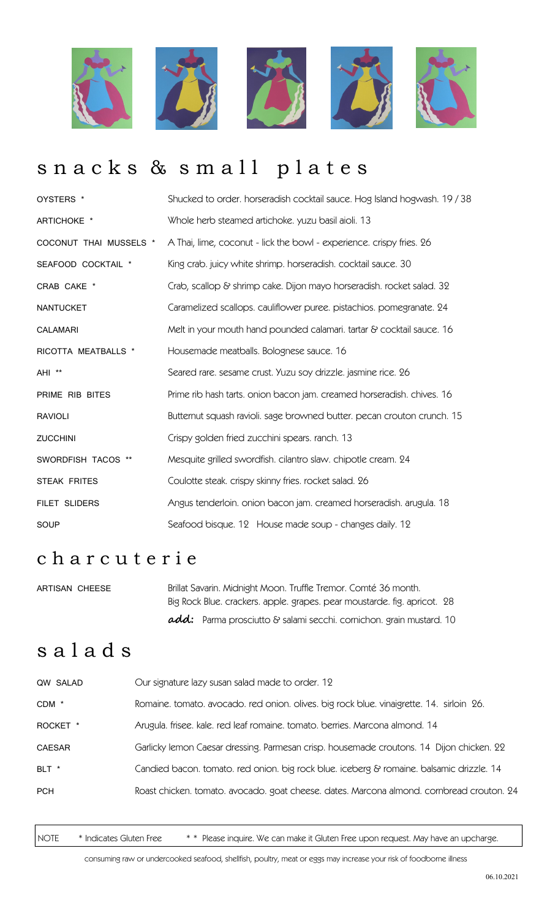## s n a c k s & s m a l l p l a t e s

| | |
|---|---|
| OYSTERS * | Shucked to order. horseradish cocktail sauce. Hog Island hogwash. 19 / 38 |
| ARTICHOKE * | Whole herb steamed artichoke. yuzu basil aioli. 13 |
| COCONUT THAI MUSSELS * | A Thai, lime, coconut - lick the bowl - experience. crispy fries. 26 |
| SEAFOOD COCKTAIL * | King crab. juicy white shrimp. horseradish. cocktail sauce. 30 |
| CRAB CAKE * | Crab, scallop & shrimp cake. Dijon mayo horseradish. rocket salad. 32 |
| NANTUCKET | Caramelized scallops. cauliflower puree. pistachios. pomegranate. 24 |
| CALAMARI | Melt in your mouth hand pounded calamari. tartar & cocktail sauce. 16 |
| RICOTTA MEATBALLS * | Housemade meatballs. Bolognese sauce. 16 |
| AHI ** | Seared rare. sesame crust. Yuzu soy drizzle. jasmine rice. 26 |
| PRIME RIB BITES | Prime rib hash tarts. onion bacon jam. creamed horseradish. chives. 16 |
| RAVIOLI | Butternut squash ravioli. sage browned butter. pecan crouton crunch. 15 |
| ZUCCHINI | Crispy golden fried zucchini spears. ranch. 13 |
| SWORDFISH TACOS ** | Mesquite grilled swordfish. cilantro slaw. chipotle cream. 24 |
| STEAK FRITES | Coulotte steak. crispy skinny fries. rocket salad. 26 |
| FILET SLIDERS | Angus tenderloin. onion bacon jam. creamed horseradish. arugula. 18 |
| SOUP | Seafood bisque. 12 House made soup - changes daily. 12 |

## c h a r c u t e r i e

| | |
|---|---|
| ARTISAN CHEESE | Brillat Savarin. Midnight Moon. Truffle Tremor. Comté 36 month. Big Rock Blue. crackers. apple. grapes. pear moustarde. fig. apricot. 28 |
| | **add:** Parma prosciutto & salami secchi. cornichon. grain mustard. 10 |

## s a l a d s

| | |
|---|---|
| QW SALAD | Our signature lazy susan salad made to order. 12 |
| CDM * | Romaine. tomato. avocado. red onion. olives. big rock blue. vinaigrette. 14. sirloin 26. |
| ROCKET * | Arugula. frisee. kale. red leaf romaine. tomato. berries. Marcona almond. 14 |
| CAESAR | Garlicky lemon Caesar dressing. Parmesan crisp. housemade croutons. 14 Dijon chicken. 22 |
| BLT * | Candied bacon. tomato. red onion. big rock blue. iceberg & romaine. balsamic drizzle. 14 |
| PCH | Roast chicken. tomato. avocado. goat cheese. dates. Marcona almond. cornbread crouton. 24 |

NOTE * Indicates Gluten Free * * Please inquire. We can make it Gluten Free upon request. May have an upcharge.

consuming raw or undercooked seafood, shellfish, poultry, meat or eggs may increase your risk of foodborne illness

06.10.2021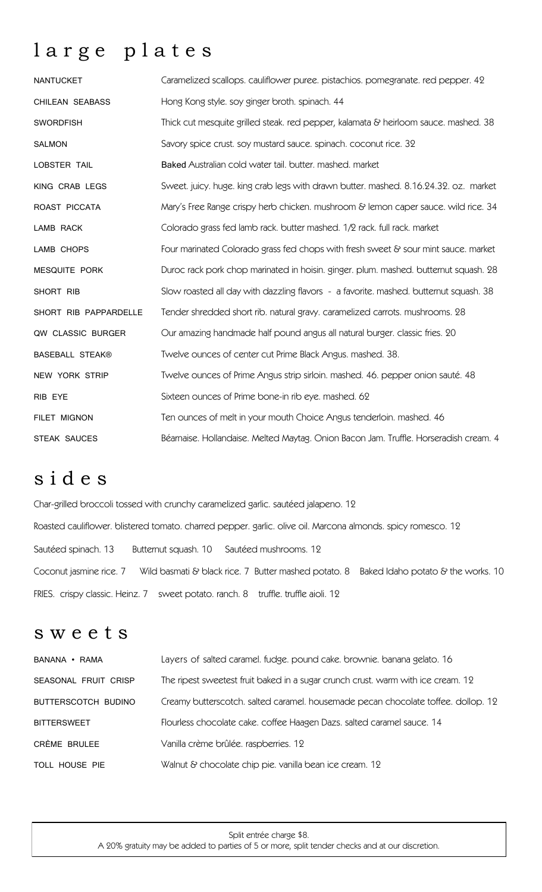## large plates

| | |
|---|---|
| NANTUCKET | Caramelized scallops. cauliflower puree. pistachios. pomegranate. red pepper. 42 |
| CHILEAN SEABASS | Hong Kong style. soy ginger broth. spinach. 44 |
| SWORDFISH | Thick cut mesquite grilled steak. red pepper, kalamata & heirloom sauce. mashed. 38 |
| SALMON | Savory spice crust. soy mustard sauce. spinach. coconut rice. 32 |
| LOBSTER TAIL | Baked Australian cold water tail. butter. mashed. market |
| KING CRAB LEGS | Sweet. juicy. huge. king crab legs with drawn butter. mashed. 8.16.24.32. oz. market |
| ROAST PICCATA | Mary's Free Range crispy herb chicken. mushroom & lemon caper sauce. wild rice. 34 |
| LAMB RACK | Colorado grass fed lamb rack. butter mashed. 1/2 rack. full rack. market |
| LAMB CHOPS | Four marinated Colorado grass fed chops with fresh sweet & sour mint sauce. market |
| MESQUITE PORK | Duroc rack pork chop marinated in hoisin. ginger. plum. mashed. butternut squash. 28 |
| SHORT RIB | Slow roasted all day with dazzling flavors - a favorite. mashed. butternut squash. 38 |
| SHORT RIB PAPPARDELLE | Tender shredded short rib. natural gravy. caramelized carrots. mushrooms. 28 |
| QW CLASSIC BURGER | Our amazing handmade half pound angus all natural burger. classic fries. 20 |
| BASEBALL STEAK® | Twelve ounces of center cut Prime Black Angus. mashed. 38. |
| NEW YORK STRIP | Twelve ounces of Prime Angus strip sirloin. mashed. 46. pepper onion sauté. 48 |
| RIB EYE | Sixteen ounces of Prime bone-in rib eye. mashed. 62 |
| FILET MIGNON | Ten ounces of melt in your mouth Choice Angus tenderloin. mashed. 46 |
| STEAK SAUCES | Béarnaise. Hollandaise. Melted Maytag. Onion Bacon Jam. Truffle. Horseradish cream. 4 |

## sides

Char-grilled broccoli tossed with crunchy caramelized garlic. sautéed jalapeno. 12

Roasted cauliflower. blistered tomato. charred pepper. garlic. olive oil. Marcona almonds. spicy romesco. 12

Sautéed spinach. 13    Butternut squash. 10    Sautéed mushrooms. 12

Coconut jasmine rice. 7    Wild basmati & black rice. 7    Butter mashed potato. 8    Baked Idaho potato & the works. 10

FRIES. crispy classic. Heinz. 7    sweet potato. ranch. 8    truffle. truffle aioli. 12

## sweets

| | |
|---|---|
| BANANA • RAMA | Layers of salted caramel. fudge. pound cake. brownie. banana gelato. 16 |
| SEASONAL FRUIT CRISP | The ripest sweetest fruit baked in a sugar crunch crust. warm with ice cream. 12 |
| BUTTERSCOTCH BUDINO | Creamy butterscotch. salted caramel. housemade pecan chocolate toffee. dollop. 12 |
| BITTERSWEET | Flourless chocolate cake. coffee Haagen Dazs. salted caramel sauce. 14 |
| CRÈME BRULEE | Vanilla crème brûlée. raspberries. 12 |
| TOLL HOUSE PIE | Walnut & chocolate chip pie. vanilla bean ice cream. 12 |

Split entrée charge $8.
A 20% gratuity may be added to parties of 5 or more, split tender checks and at our discretion.